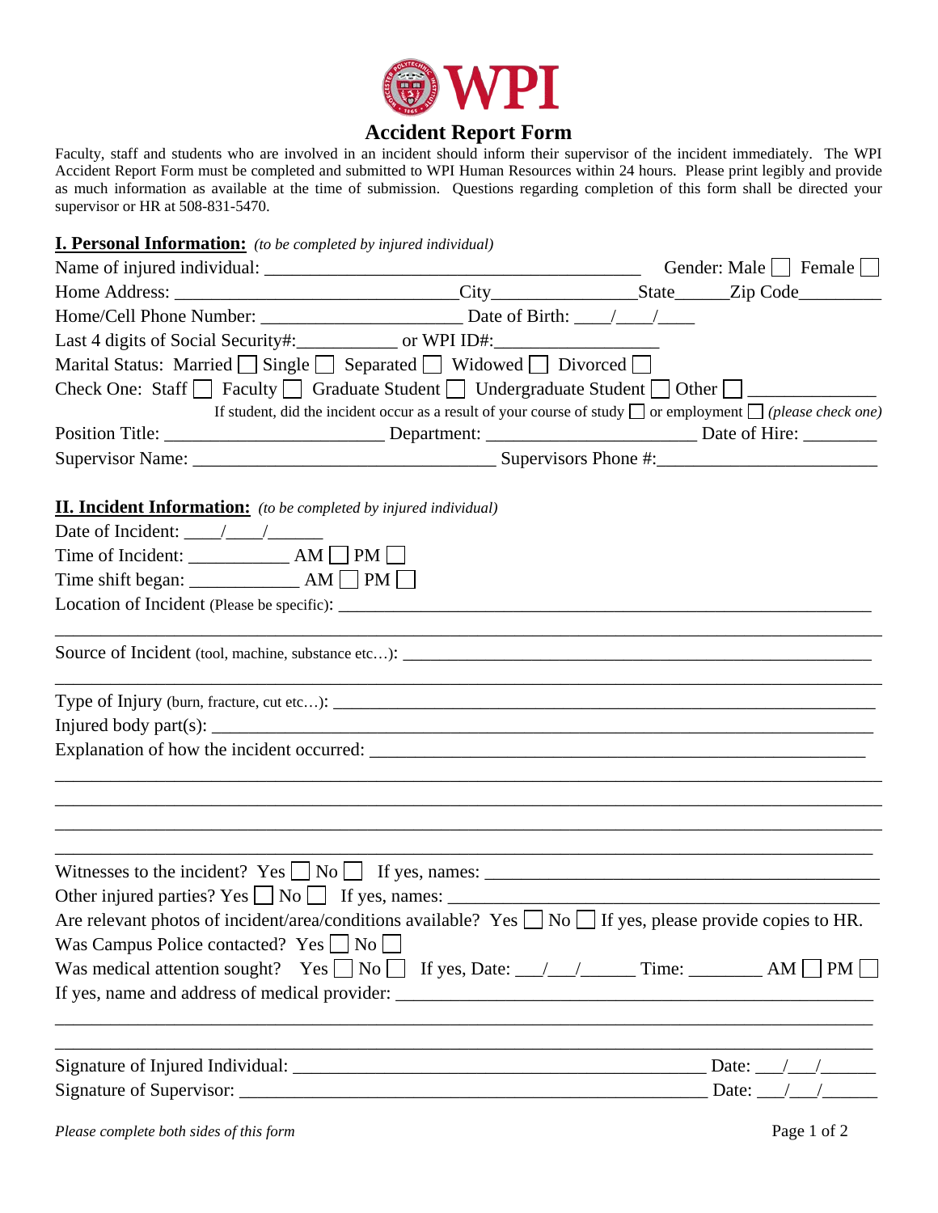# WPI

## Accident Report Form

Faculty, staff and students who are involved in an incident should inform their supervisor of the incident immediately. The WPI Accident Report Form must be completed and submitted to WPI Human Resources within 24 hours. Please print legibly and provide as much information as available at the time of submission. Questions regarding completion of this form shall be directed your supervisor or HR at 508-831-5470.

**I. Personal Information:** *(to be completed by injured individual)*

Name of injured individual: ________________________________________ Gender: Male ☐ Female ☐

Home Address: ______________________________City________________State______Zip Code_________

Home/Cell Phone Number: ______________________ Date of Birth: ____/____/____

Last 4 digits of Social Security#:___________ or WPI ID#:__________________

Marital Status: Married ☐ Single ☐ Separated ☐ Widowed ☐ Divorced ☐

Check One: Staff ☐ Faculty ☐ Graduate Student ☐ Undergraduate Student ☐ Other ☐ ______________

If student, did the incident occur as a result of your course of study ☐ or employment ☐ *(please check one)*

Position Title: ________________________ Department: _______________________ Date of Hire: ________

Supervisor Name: _________________________________ Supervisors Phone #:________________________

**II. Incident Information:** *(to be completed by injured individual)*

Date of Incident: ____/____/______

Time of Incident: ___________ AM ☐ PM ☐

Time shift began: ____________ AM ☐ PM ☐

Location of Incident (Please be specific): ___________________________________________________________

_____________________________________________________________________________________________

Source of Incident (tool, machine, substance etc…): __________________________________________________

_____________________________________________________________________________________________

Type of Injury (burn, fracture, cut etc…): ___________________________________________________________

Injured body part(s): ____________________________________________________________________________

Explanation of how the incident occurred: __________________________________________________________

_____________________________________________________________________________________________

_____________________________________________________________________________________________

_____________________________________________________________________________________________

_____________________________________________________________________________________________

Witnesses to the incident? Yes ☐ No ☐ If yes, names: _____________________________________________

Other injured parties? Yes ☐ No ☐ If yes, names: _________________________________________________

Are relevant photos of incident/area/conditions available? Yes ☐ No ☐ If yes, please provide copies to HR.

Was Campus Police contacted? Yes ☐ No ☐

Was medical attention sought? Yes ☐ No ☐ If yes, Date: ___/___/______ Time: ________ AM ☐ PM ☐

If yes, name and address of medical provider: ________________________________________________________

_____________________________________________________________________________________________

_____________________________________________________________________________________________

Signature of Injured Individual: ______________________________________________ Date: ___/___/______

Signature of Supervisor: ___________________________________________________ Date: ___/___/______

*Please complete both sides of this form*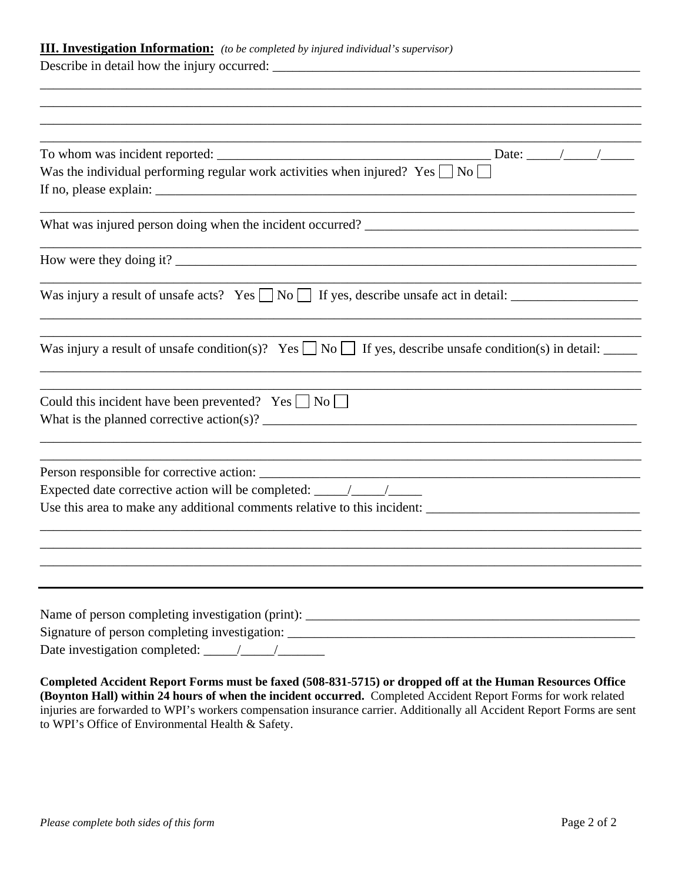**III. Investigation Information:** *(to be completed by injured individual's supervisor)*

Describe in detail how the injury occurred: ______________________________________________________

_____________________________________________________________________________________

_____________________________________________________________________________________

_____________________________________________________________________________________

_____________________________________________________________________________________

To whom was incident reported: ________________________________________ Date: _____/_____/_____

Was the individual performing regular work activities when injured? Yes ☐ No ☐

If no, please explain: _________________________________________________________________

_____________________________________________________________________________________

What was injured person doing when the incident occurred? ________________________________________

_____________________________________________________________________________________

How were they doing it? _______________________________________________________________

_____________________________________________________________________________________

Was injury a result of unsafe acts? Yes ☐ No ☐ If yes, describe unsafe act in detail: ___________________

_____________________________________________________________________________________

_____________________________________________________________________________________

Was injury a result of unsafe condition(s)? Yes ☐ No ☐ If yes, describe unsafe condition(s) in detail: _____

_____________________________________________________________________________________

_____________________________________________________________________________________

Could this incident have been prevented? Yes ☐ No ☐

What is the planned corrective action(s)? _____________________________________________________

_____________________________________________________________________________________

_____________________________________________________________________________________

Person responsible for corrective action: _______________________________________________________

Expected date corrective action will be completed: _____/_____/_____

Use this area to make any additional comments relative to this incident: ________________________________

_____________________________________________________________________________________

_____________________________________________________________________________________

_____________________________________________________________________________________

---

Name of person completing investigation (print): ______________________________________________

Signature of person completing investigation: ________________________________________________

Date investigation completed: _____/_____/_______

**Completed Accident Report Forms must be faxed (508-831-5715) or dropped off at the Human Resources Office (Boynton Hall) within 24 hours of when the incident occurred.** Completed Accident Report Forms for work related injuries are forwarded to WPI's workers compensation insurance carrier. Additionally all Accident Report Forms are sent to WPI's Office of Environmental Health & Safety.

*Please complete both sides of this form*